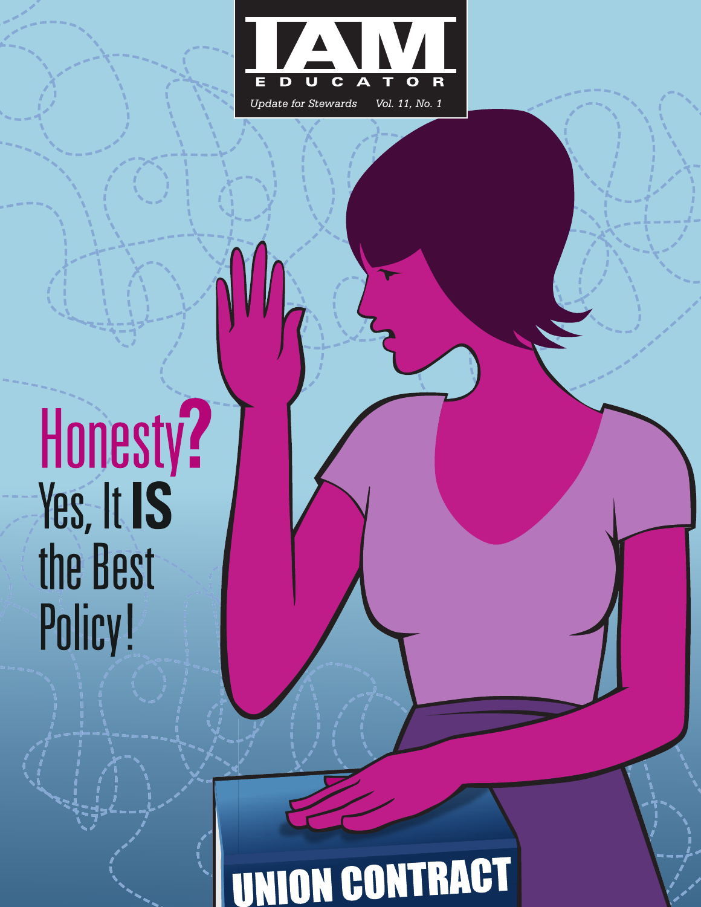# IAM EDUCATOR

*Update for Stewards* *Vol. 11, No. 1*

# Honesty? Yes, It **IS** the Best Policy!

UNION CONTRACT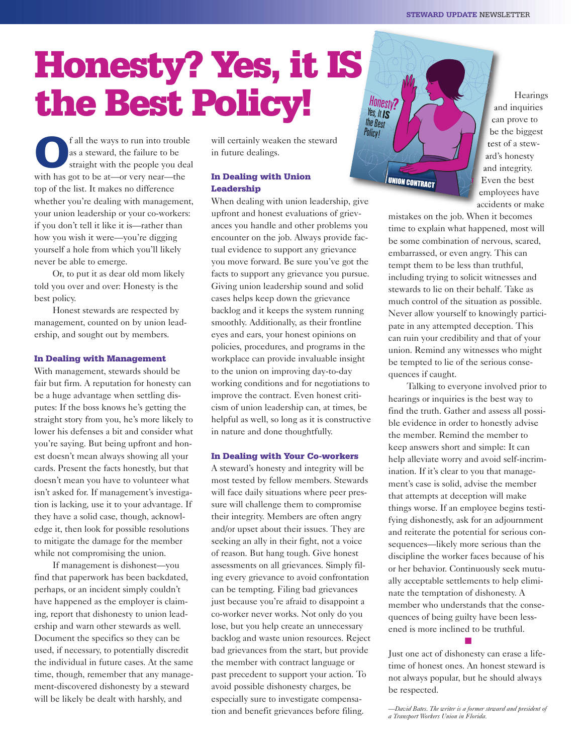# Honesty? Yes, it IS the Best Policy!

Of all the ways to run into trouble as a steward, the failure to be straight with the people you deal with has got to be at—or very near—the top of the list. It makes no difference whether you're dealing with management, your union leadership or your co-workers: if you don't tell it like it is—rather than how you wish it were—you're digging yourself a hole from which you'll likely never be able to emerge.

Or, to put it as dear old mom likely told you over and over: Honesty is the best policy.

Honest stewards are respected by management, counted on by union leadership, and sought out by members.

### In Dealing with Management

With management, stewards should be fair but firm. A reputation for honesty can be a huge advantage when settling disputes: If the boss knows he's getting the straight story from you, he's more likely to lower his defenses a bit and consider what you're saying. But being upfront and honest doesn't mean always showing all your cards. Present the facts honestly, but that doesn't mean you have to volunteer what isn't asked for. If management's investigation is lacking, use it to your advantage. If they have a solid case, though, acknowledge it, then look for possible resolutions to mitigate the damage for the member while not compromising the union.

If management is dishonest—you find that paperwork has been backdated, perhaps, or an incident simply couldn't have happened as the employer is claiming, report that dishonesty to union leadership and warn other stewards as well. Document the specifics so they can be used, if necessary, to potentially discredit the individual in future cases. At the same time, though, remember that any management-discovered dishonesty by a steward will be likely be dealt with harshly, and will certainly weaken the steward in future dealings.

### In Dealing with Union Leadership

When dealing with union leadership, give upfront and honest evaluations of grievances you handle and other problems you encounter on the job. Always provide factual evidence to support any grievance you move forward. Be sure you've got the facts to support any grievance you pursue. Giving union leadership sound and solid cases helps keep down the grievance backlog and it keeps the system running smoothly. Additionally, as their frontline eyes and ears, your honest opinions on policies, procedures, and programs in the workplace can provide invaluable insight to the union on improving day-to-day working conditions and for negotiations to improve the contract. Even honest criticism of union leadership can, at times, be helpful as well, so long as it is constructive in nature and done thoughtfully.

### In Dealing with Your Co-workers

A steward's honesty and integrity will be most tested by fellow members. Stewards will face daily situations where peer pressure will challenge them to compromise their integrity. Members are often angry and/or upset about their issues. They are seeking an ally in their fight, not a voice of reason. But hang tough. Give honest assessments on all grievances. Simply filing every grievance to avoid confrontation can be tempting. Filing bad grievances just because you're afraid to disappoint a co-worker never works. Not only do you lose, but you help create an unnecessary backlog and waste union resources. Reject bad grievances from the start, but provide the member with contract language or past precedent to support your action. To avoid possible dishonesty charges, be especially sure to investigate compensation and benefit grievances before filing.

Hearings and inquiries can prove to be the biggest test of a steward's honesty and integrity. Even the best employees have accidents or make mistakes on the job. When it becomes time to explain what happened, most will be some combination of nervous, scared, embarrassed, or even angry. This can tempt them to be less than truthful, including trying to solicit witnesses and stewards to lie on their behalf. Take as much control of the situation as possible. Never allow yourself to knowingly participate in any attempted deception. This can ruin your credibility and that of your union. Remind any witnesses who might be tempted to lie of the serious consequences if caught.

Talking to everyone involved prior to hearings or inquiries is the best way to find the truth. Gather and assess all possible evidence in order to honestly advise the member. Remind the member to keep answers short and simple: It can help alleviate worry and avoid self-incrimination. If it's clear to you that management's case is solid, advise the member that attempts at deception will make things worse. If an employee begins testifying dishonestly, ask for an adjournment and reiterate the potential for serious consequences—likely more serious than the discipline the worker faces because of his or her behavior. Continuously seek mutually acceptable settlements to help eliminate the temptation of dishonesty. A member who understands that the consequences of being guilty have been lessened is more inclined to be truthful.

■

Just one act of dishonesty can erase a lifetime of honest ones. An honest steward is not always popular, but he should always be respected.

*—David Bates. The writer is a former steward and president of a Transport Workers Union in Florida.*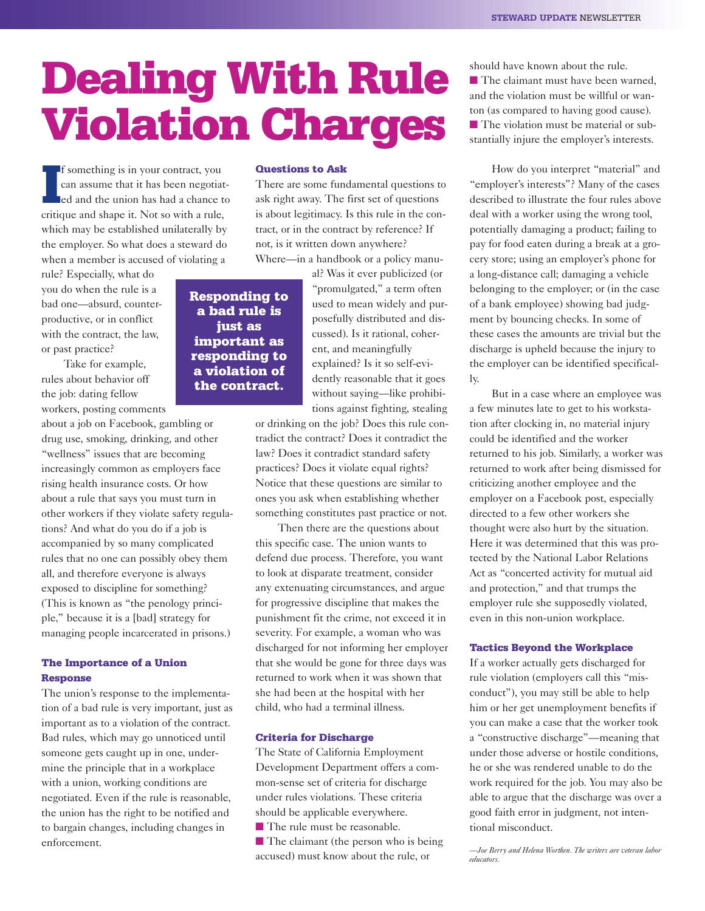# Dealing With Rule Violation Charges

If something is in your contract, you can assume that it has been negotiated and the union has had a chance to critique and shape it. Not so with a rule, which may be established unilaterally by the employer. So what does a steward do when a member is accused of violating a rule? Especially, what do you do when the rule is a bad one—absurd, counterproductive, or in conflict with the contract, the law, or past practice?

Take for example, rules about behavior off the job: dating fellow workers, posting comments about a job on Facebook, gambling or drug use, smoking, drinking, and other "wellness" issues that are becoming increasingly common as employers face rising health insurance costs. Or how about a rule that says you must turn in other workers if they violate safety regulations? And what do you do if a job is accompanied by so many complicated rules that no one can possibly obey them all, and therefore everyone is always exposed to discipline for something? (This is known as "the penology principle," because it is a [bad] strategy for managing people incarcerated in prisons.)

**Responding to a bad rule is just as important as responding to a violation of the contract.**

### The Importance of a Union Response

The union's response to the implementation of a bad rule is very important, just as important as to a violation of the contract. Bad rules, which may go unnoticed until someone gets caught up in one, undermine the principle that in a workplace with a union, working conditions are negotiated. Even if the rule is reasonable, the union has the right to be notified and to bargain changes, including changes in enforcement.

### Questions to Ask

There are some fundamental questions to ask right away. The first set of questions is about legitimacy. Is this rule in the contract, or in the contract by reference? If not, is it written down anywhere? Where—in a handbook or a policy manual? Was it ever publicized (or "promulgated," a term often used to mean widely and purposefully distributed and discussed). Is it rational, coherent, and meaningfully explained? Is it so self-evidently reasonable that it goes without saying—like prohibitions against fighting, stealing or drinking on the job? Does this rule contradict the contract? Does it contradict the law? Does it contradict standard safety practices? Does it violate equal rights? Notice that these questions are similar to ones you ask when establishing whether something constitutes past practice or not.

Then there are the questions about this specific case. The union wants to defend due process. Therefore, you want to look at disparate treatment, consider any extenuating circumstances, and argue for progressive discipline that makes the punishment fit the crime, not exceed it in severity. For example, a woman who was discharged for not informing her employer that she would be gone for three days was returned to work when it was shown that she had been at the hospital with her child, who had a terminal illness.

### Criteria for Discharge

The State of California Employment Development Department offers a common-sense set of criteria for discharge under rules violations. These criteria should be applicable everywhere.

- The rule must be reasonable.
- The claimant (the person who is being accused) must know about the rule, or should have known about the rule.
- The claimant must have been warned, and the violation must be willful or wanton (as compared to having good cause).
- The violation must be material or substantially injure the employer's interests.

How do you interpret "material" and "employer's interests"? Many of the cases described to illustrate the four rules above deal with a worker using the wrong tool, potentially damaging a product; failing to pay for food eaten during a break at a grocery store; using an employer's phone for a long-distance call; damaging a vehicle belonging to the employer; or (in the case of a bank employee) showing bad judgment by bouncing checks. In some of these cases the amounts are trivial but the discharge is upheld because the injury to the employer can be identified specifically.

But in a case where an employee was a few minutes late to get to his workstation after clocking in, no material injury could be identified and the worker returned to his job. Similarly, a worker was returned to work after being dismissed for criticizing another employee and the employer on a Facebook post, especially directed to a few other workers she thought were also hurt by the situation. Here it was determined that this was protected by the National Labor Relations Act as "concerted activity for mutual aid and protection," and that trumps the employer rule she supposedly violated, even in this non-union workplace.

### Tactics Beyond the Workplace

If a worker actually gets discharged for rule violation (employers call this "misconduct"), you may still be able to help him or her get unemployment benefits if you can make a case that the worker took a "constructive discharge"—meaning that under those adverse or hostile conditions, he or she was rendered unable to do the work required for the job. You may also be able to argue that the discharge was over a good faith error in judgment, not intentional misconduct.

*—Joe Berry and Helena Worthen. The writers are veteran labor educators.*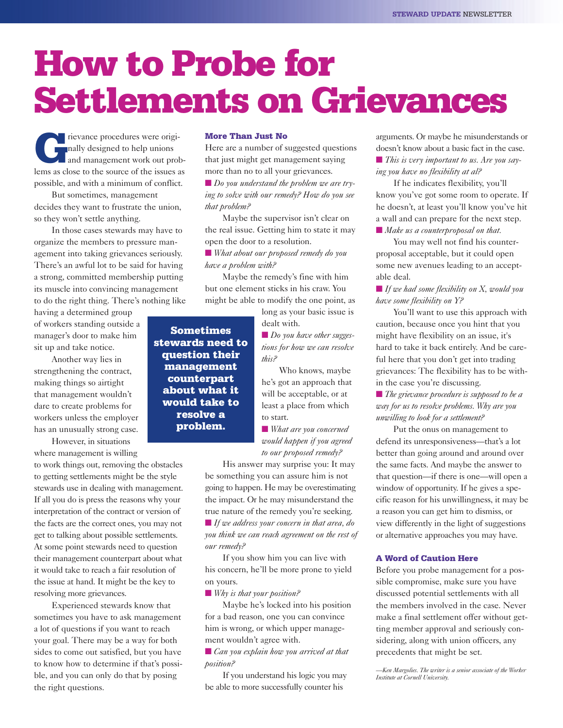# How to Probe for Settlements on Grievances

Grievance procedures were originally designed to help unions and management work out problems as close to the source of the issues as possible, and with a minimum of conflict.

But sometimes, management decides they want to frustrate the union, so they won't settle anything.

In those cases stewards may have to organize the members to pressure management into taking grievances seriously. There's an awful lot to be said for having a strong, committed membership putting its muscle into convincing management to do the right thing. There's nothing like having a determined group of workers standing outside a manager's door to make him sit up and take notice.

Another way lies in strengthening the contract, making things so airtight that management wouldn't dare to create problems for workers unless the employer has an unusually strong case.

However, in situations where management is willing to work things out, removing the obstacles to getting settlements might be the style stewards use in dealing with management. If all you do is press the reasons why your interpretation of the contract or version of the facts are the correct ones, you may not get to talking about possible settlements. At some point stewards need to question their management counterpart about what it would take to reach a fair resolution of the issue at hand. It might be the key to resolving more grievances.

Experienced stewards know that sometimes you have to ask management a lot of questions if you want to reach your goal. There may be a way for both sides to come out satisfied, but you have to know how to determine if that's possible, and you can only do that by posing the right questions.

**Sometimes stewards need to question their management counterpart about what it would take to resolve a problem.**

### More Than Just No

Here are a number of suggested questions that just might get management saying more than no to all your grievances.

■ *Do you understand the problem we are trying to solve with our remedy? How do you see that problem?*

Maybe the supervisor isn't clear on the real issue. Getting him to state it may open the door to a resolution.

■ *What about our proposed remedy do you have a problem with?*

Maybe the remedy's fine with him but one element sticks in his craw. You might be able to modify the one point, as long as your basic issue is dealt with.

■ *Do you have other suggestions for how we can resolve this?*

Who knows, maybe he's got an approach that will be acceptable, or at least a place from which to start.

■ *What are you concerned would happen if you agreed to our proposed remedy?*

His answer may surprise you: It may be something you can assure him is not going to happen. He may be overestimating the impact. Or he may misunderstand the true nature of the remedy you're seeking.

■ *If we address your concern in that area, do you think we can reach agreement on the rest of our remedy?*

If you show him you can live with his concern, he'll be more prone to yield on yours.

■ *Why is that your position?*

Maybe he's locked into his position for a bad reason, one you can convince him is wrong, or which upper management wouldn't agree with.

■ *Can you explain how you arrived at that position?*

If you understand his logic you may be able to more successfully counter his arguments. Or maybe he misunderstands or doesn't know about a basic fact in the case.

■ *This is very important to us. Are you saying you have no flexibility at al?*

If he indicates flexibility, you'll know you've got some room to operate. If he doesn't, at least you'll know you've hit a wall and can prepare for the next step.

■ *Make us a counterproposal on that.*

You may well not find his counterproposal acceptable, but it could open some new avenues leading to an acceptable deal.

■ *If we had some flexibility on X, would you have some flexibility on Y?*

You'll want to use this approach with caution, because once you hint that you might have flexibility on an issue, it's hard to take it back entirely. And be careful here that you don't get into trading grievances: The flexibility has to be within the case you're discussing.

■ *The grievance procedure is supposed to be a way for us to resolve problems. Why are you unwilling to look for a settlement?*

Put the onus on management to defend its unresponsiveness—that's a lot better than going around and around over the same facts. And maybe the answer to that question—if there is one—will open a window of opportunity. If he gives a specific reason for his unwillingness, it may be a reason you can get him to dismiss, or view differently in the light of suggestions or alternative approaches you may have.

### A Word of Caution Here

Before you probe management for a possible compromise, make sure you have discussed potential settlements with all the members involved in the case. Never make a final settlement offer without getting member approval and seriously considering, along with union officers, any precedents that might be set.

*—Ken Margolies. The writer is a senior associate of the Worker Institute at Cornell University.*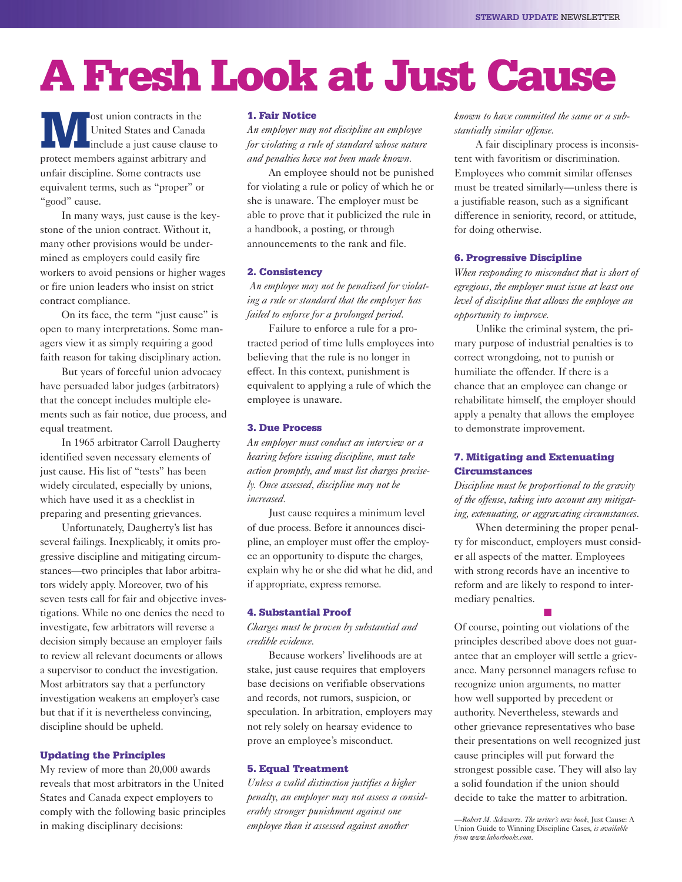# A Fresh Look at Just Cause

Most union contracts in the United States and Canada include a just cause clause to protect members against arbitrary and unfair discipline. Some contracts use equivalent terms, such as "proper" or "good" cause.

In many ways, just cause is the keystone of the union contract. Without it, many other provisions would be undermined as employers could easily fire workers to avoid pensions or higher wages or fire union leaders who insist on strict contract compliance.

On its face, the term "just cause" is open to many interpretations. Some managers view it as simply requiring a good faith reason for taking disciplinary action.

But years of forceful union advocacy have persuaded labor judges (arbitrators) that the concept includes multiple elements such as fair notice, due process, and equal treatment.

In 1965 arbitrator Carroll Daugherty identified seven necessary elements of just cause. His list of "tests" has been widely circulated, especially by unions, which have used it as a checklist in preparing and presenting grievances.

Unfortunately, Daugherty's list has several failings. Inexplicably, it omits progressive discipline and mitigating circumstances—two principles that labor arbitrators widely apply. Moreover, two of his seven tests call for fair and objective investigations. While no one denies the need to investigate, few arbitrators will reverse a decision simply because an employer fails to review all relevant documents or allows a supervisor to conduct the investigation. Most arbitrators say that a perfunctory investigation weakens an employer's case but that if it is nevertheless convincing, discipline should be upheld.

## Updating the Principles

My review of more than 20,000 awards reveals that most arbitrators in the United States and Canada expect employers to comply with the following basic principles in making disciplinary decisions:

### 1. Fair Notice

*An employer may not discipline an employee for violating a rule of standard whose nature and penalties have not been made known.*

An employee should not be punished for violating a rule or policy of which he or she is unaware. The employer must be able to prove that it publicized the rule in a handbook, a posting, or through announcements to the rank and file.

### 2. Consistency

*An employee may not be penalized for violating a rule or standard that the employer has failed to enforce for a prolonged period.*

Failure to enforce a rule for a protracted period of time lulls employees into believing that the rule is no longer in effect. In this context, punishment is equivalent to applying a rule of which the employee is unaware.

### 3. Due Process

*An employer must conduct an interview or a hearing before issuing discipline, must take action promptly, and must list charges precisely. Once assessed, discipline may not be increased.*

Just cause requires a minimum level of due process. Before it announces discipline, an employer must offer the employee an opportunity to dispute the charges, explain why he or she did what he did, and if appropriate, express remorse.

### 4. Substantial Proof

*Charges must be proven by substantial and credible evidence.*

Because workers' livelihoods are at stake, just cause requires that employers base decisions on verifiable observations and records, not rumors, suspicion, or speculation. In arbitration, employers may not rely solely on hearsay evidence to prove an employee's misconduct.

### 5. Equal Treatment

*Unless a valid distinction justifies a higher penalty, an employer may not assess a considerably stronger punishment against one employee than it assessed against another known to have committed the same or a substantially similar offense.*

A fair disciplinary process is inconsistent with favoritism or discrimination. Employees who commit similar offenses must be treated similarly—unless there is a justifiable reason, such as a significant difference in seniority, record, or attitude, for doing otherwise.

### 6. Progressive Discipline

*When responding to misconduct that is short of egregious, the employer must issue at least one level of discipline that allows the employee an opportunity to improve.*

Unlike the criminal system, the primary purpose of industrial penalties is to correct wrongdoing, not to punish or humiliate the offender. If there is a chance that an employee can change or rehabilitate himself, the employer should apply a penalty that allows the employee to demonstrate improvement.

### 7. Mitigating and Extenuating Circumstances

*Discipline must be proportional to the gravity of the offense, taking into account any mitigating, extenuating, or aggravating circumstances.*

When determining the proper penalty for misconduct, employers must consider all aspects of the matter. Employees with strong records have an incentive to reform and are likely to respond to intermediary penalties.

■

Of course, pointing out violations of the principles described above does not guarantee that an employer will settle a grievance. Many personnel managers refuse to recognize union arguments, no matter how well supported by precedent or authority. Nevertheless, stewards and other grievance representatives who base their presentations on well recognized just cause principles will put forward the strongest possible case. They will also lay a solid foundation if the union should decide to take the matter to arbitration.

*—Robert M. Schwartz. The writer's new book,* Just Cause: A Union Guide to Winning Discipline Cases, *is available from www.laborbooks.com.*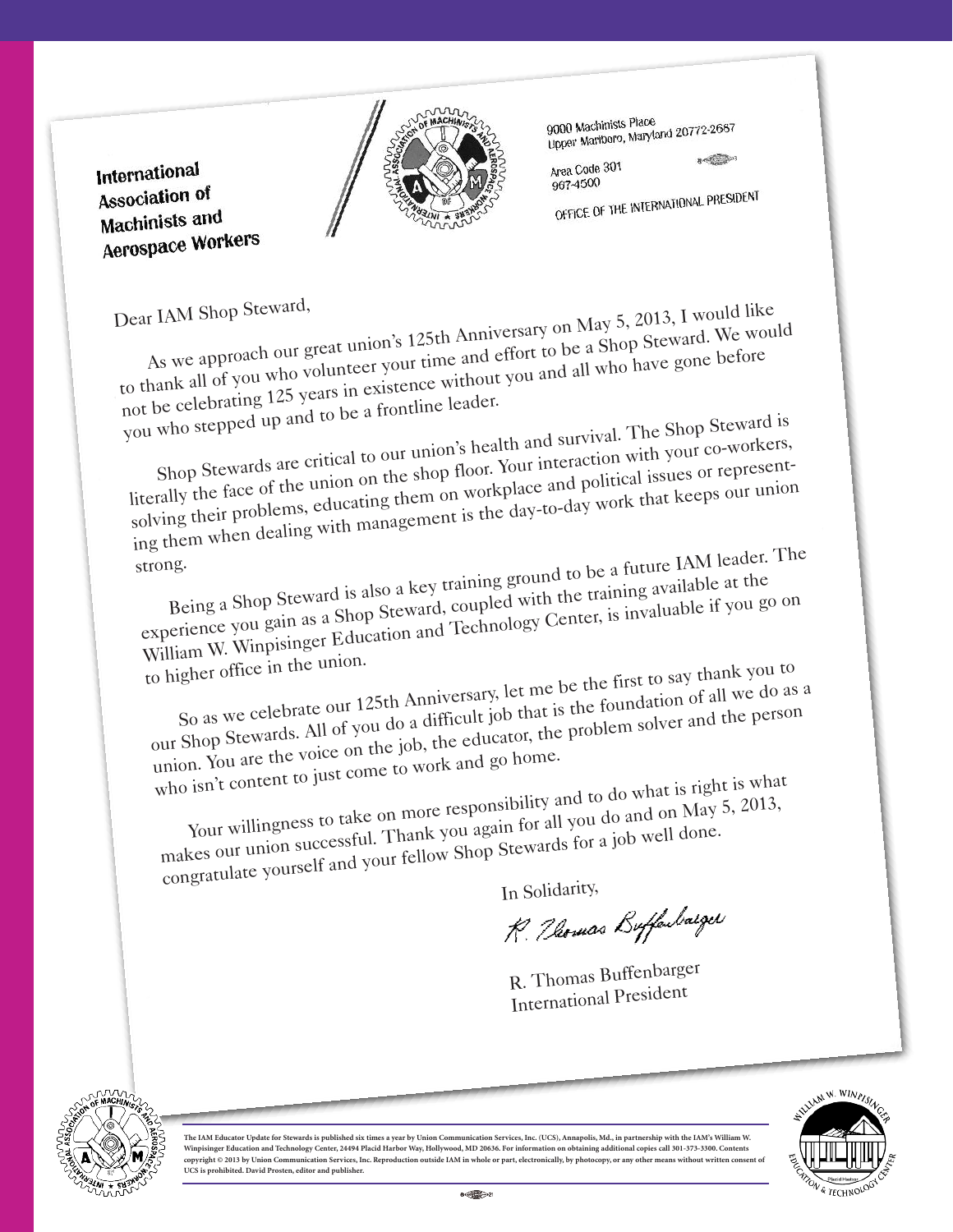**International Association of Machinists and Aerospace Workers**

9000 Machinists Place
Upper Marlboro, Maryland 20772-2687

Area Code 301
967-4500

OFFICE OF THE INTERNATIONAL PRESIDENT

Dear IAM Shop Steward,

As we approach our great union's 125th Anniversary on May 5, 2013, I would like to thank all of you who volunteer your time and effort to be a Shop Steward. We would not be celebrating 125 years in existence without you and all who have gone before you who stepped up and to be a frontline leader.

Shop Stewards are critical to our union's health and survival. The Shop Steward is literally the face of the union on the shop floor. Your interaction with your co-workers, solving their problems, educating them on workplace and political issues or representing them when dealing with management is the day-to-day work that keeps our union strong.

Being a Shop Steward is also a key training ground to be a future IAM leader. The experience you gain as a Shop Steward, coupled with the training available at the William W. Winpisinger Education and Technology Center, is invaluable if you go on to higher office in the union.

So as we celebrate our 125th Anniversary, let me be the first to say thank you to our Shop Stewards. All of you do a difficult job that is the foundation of all we do as a union. You are the voice on the job, the educator, the problem solver and the person who isn't content to just come to work and go home.

Your willingness to take on more responsibility and to do what is right is what makes our union successful. Thank you again for all you do and on May 5, 2013, congratulate yourself and your fellow Shop Stewards for a job well done.

In Solidarity,

R. Thomas Buffenbarger

R. Thomas Buffenbarger
International President

The IAM Educator Update for Stewards is published six times a year by Union Communication Services, Inc. (UCS), Annapolis, Md., in partnership with the IAM's William W. Winpisinger Education and Technology Center, 24494 Placid Harbor Way, Hollywood, MD 20636. For information on obtaining additional copies call 301-373-3300. Contents copyright © 2013 by Union Communication Services, Inc. Reproduction outside IAM in whole or part, electronically, by photocopy, or any other means without written consent of UCS is prohibited. David Prosten, editor and publisher.